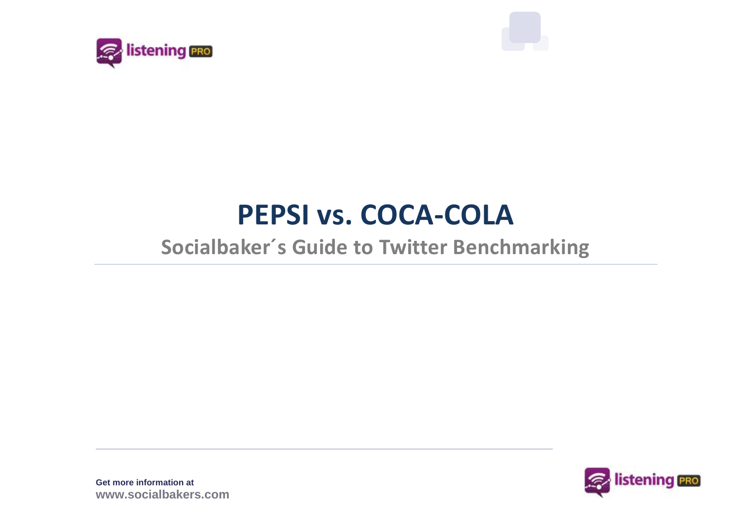# PEPSI vs. COCA-COLA

## Socialbaker´s Guide to Twitter Benchmarking

**Get more information at**
**www.socialbakers.com**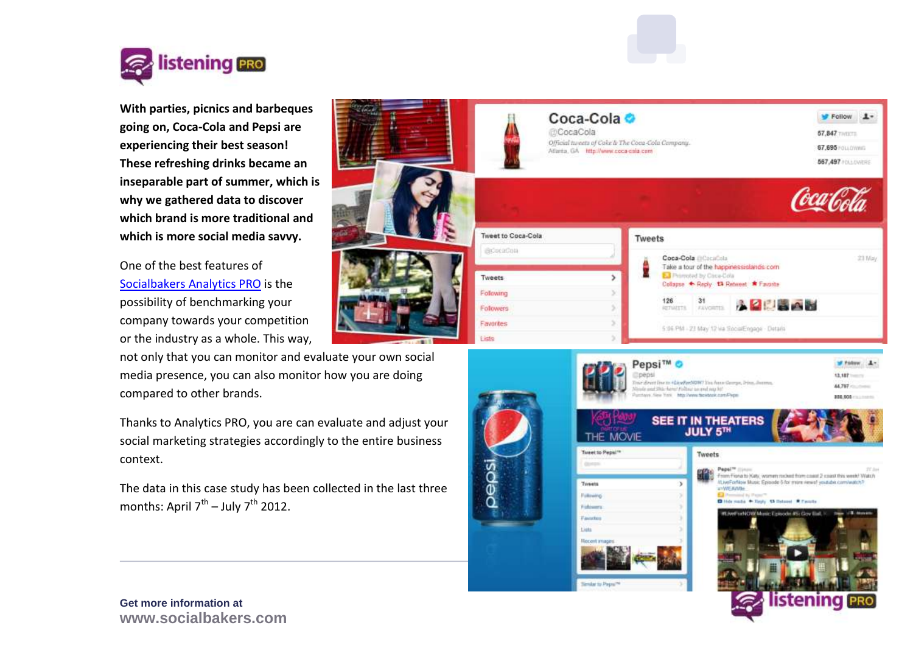**With parties, picnics and barbeques going on, Coca-Cola and Pepsi are experiencing their best season! These refreshing drinks became an inseparable part of summer, which is why we gathered data to discover which brand is more traditional and which is more social media savvy.**

One of the best features of Socialbakers Analytics PRO is the possibility of benchmarking your company towards your competition or the industry as a whole. This way, not only that you can monitor and evaluate your own social media presence, you can also monitor how you are doing compared to other brands.

Thanks to Analytics PRO, you are can evaluate and adjust your social marketing strategies accordingly to the entire business context.

The data in this case study has been collected in the last three months: April 7th – July 7th 2012.

**Get more information at**
**www.socialbakers.com**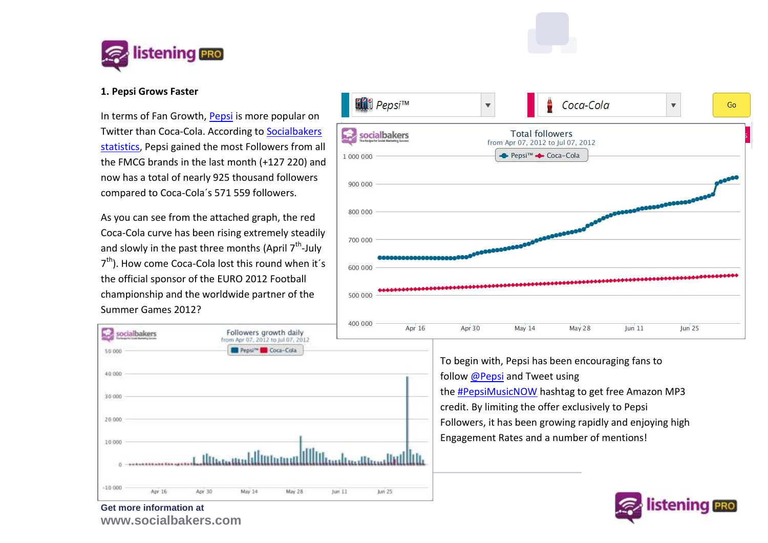## 1. Pepsi Grows Faster

In terms of Fan Growth, Pepsi is more popular on Twitter than Coca-Cola. According to Socialbakers statistics, Pepsi gained the most Followers from all the FMCG brands in the last month (+127 220) and now has a total of nearly 925 thousand followers compared to Coca-Cola´s 571 559 followers.

As you can see from the attached graph, the red Coca-Cola curve has been rising extremely steadily and slowly in the past three months (April 7th-July 7th). How come Coca-Cola lost this round when it´s the official sponsor of the EURO 2012 Football championship and the worldwide partner of the Summer Games 2012?

To begin with, Pepsi has been encouraging fans to follow @Pepsi and Tweet using the #PepsiMusicNOW hashtag to get free Amazon MP3 credit. By limiting the offer exclusively to Pepsi Followers, it has been growing rapidly and enjoying high Engagement Rates and a number of mentions!

**Get more information at**
**www.socialbakers.com**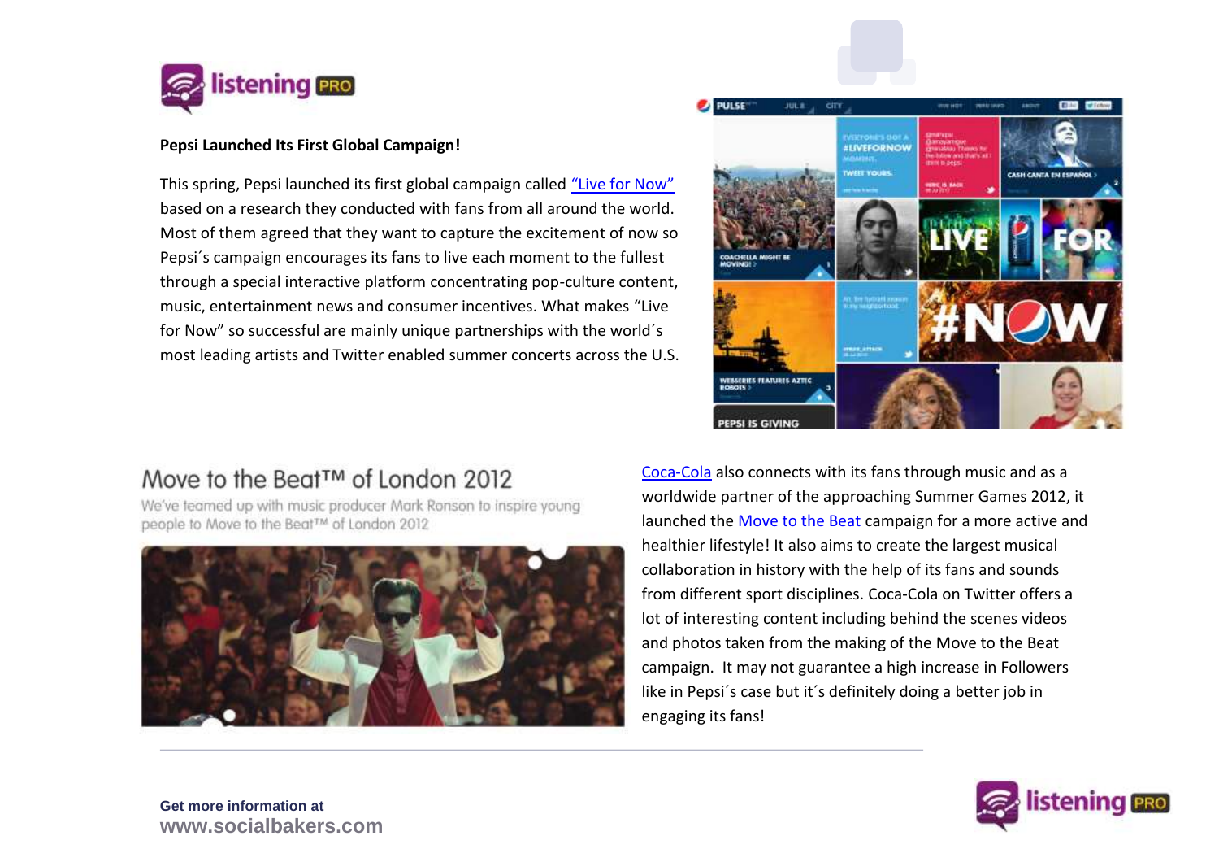**Pepsi Launched Its First Global Campaign!**

This spring, Pepsi launched its first global campaign called "Live for Now" based on a research they conducted with fans from all around the world. Most of them agreed that they want to capture the excitement of now so Pepsi´s campaign encourages its fans to live each moment to the fullest through a special interactive platform concentrating pop-culture content, music, entertainment news and consumer incentives. What makes "Live for Now" so successful are mainly unique partnerships with the world´s most leading artists and Twitter enabled summer concerts across the U.S.

Coca-Cola also connects with its fans through music and as a worldwide partner of the approaching Summer Games 2012, it launched the Move to the Beat campaign for a more active and healthier lifestyle! It also aims to create the largest musical collaboration in history with the help of its fans and sounds from different sport disciplines. Coca-Cola on Twitter offers a lot of interesting content including behind the scenes videos and photos taken from the making of the Move to the Beat campaign. It may not guarantee a high increase in Followers like in Pepsi´s case but it´s definitely doing a better job in engaging its fans!

Get more information at
www.socialbakers.com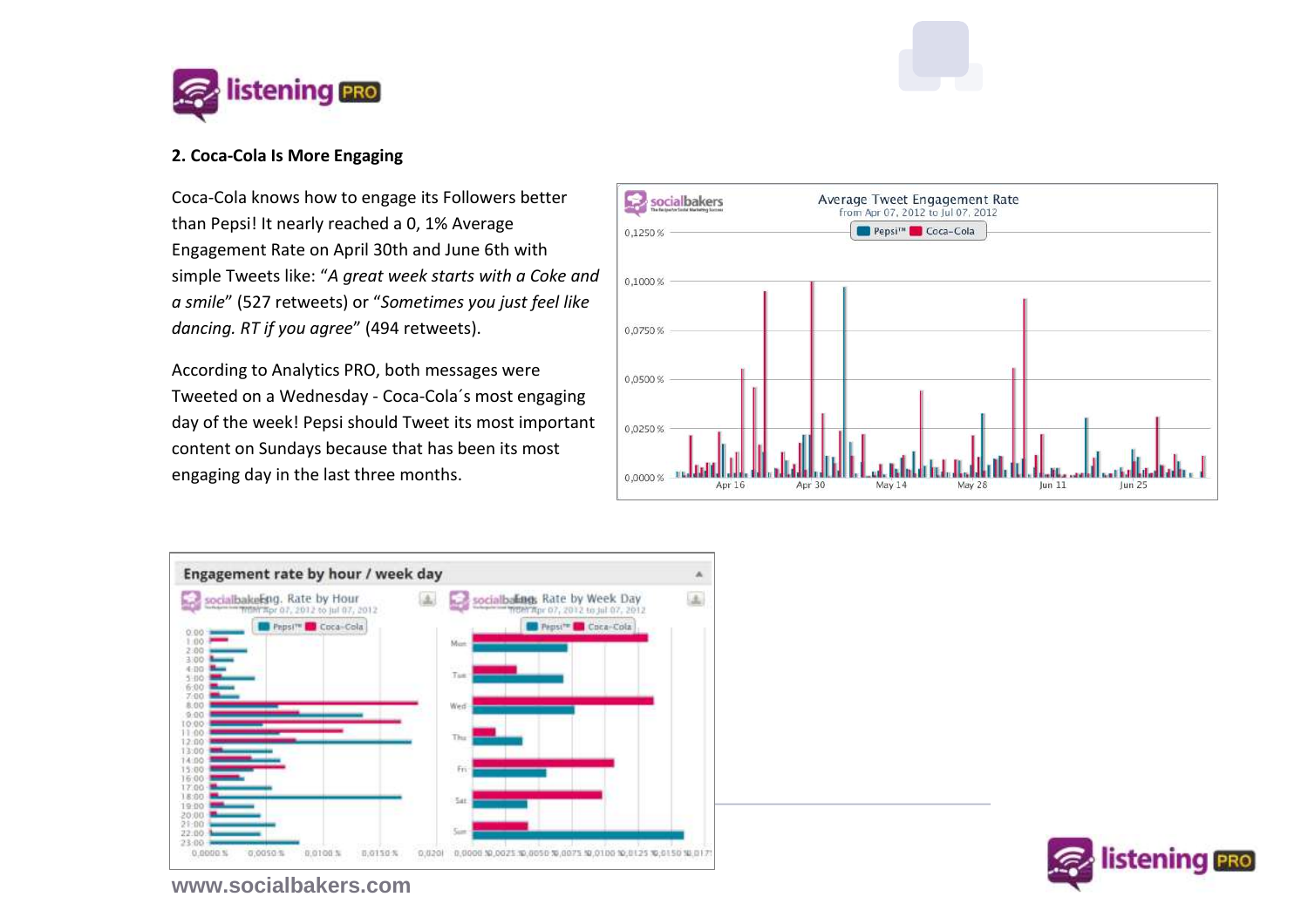## 2. Coca-Cola Is More Engaging

Coca-Cola knows how to engage its Followers better than Pepsi! It nearly reached a 0, 1% Average Engagement Rate on April 30th and June 6th with simple Tweets like: “*A great week starts with a Coke and a smile*” (527 retweets) or “*Sometimes you just feel like dancing. RT if you agree*” (494 retweets).

According to Analytics PRO, both messages were Tweeted on a Wednesday - Coca-Cola´s most engaging day of the week! Pepsi should Tweet its most important content on Sundays because that has been its most engaging day in the last three months.

www.socialbakers.com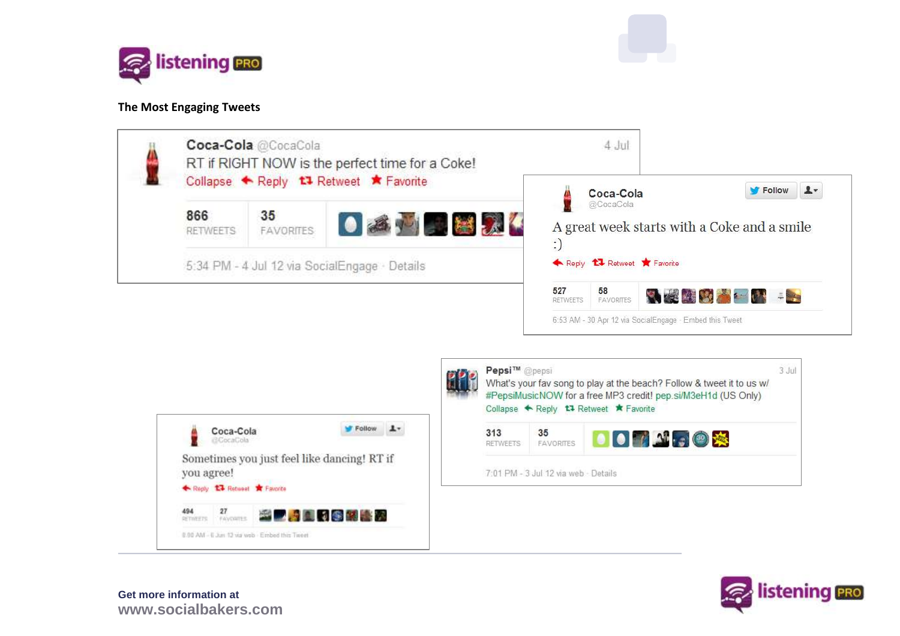## The Most Engaging Tweets

**Coca-Cola** @CocaCola — 4 Jul

RT if RIGHT NOW is the perfect time for a Coke!

Collapse · Reply · Retweet · Favorite

866 RETWEETS · 35 FAVORITES

5:34 PM - 4 Jul 12 via SocialEngage · Details

**Coca-Cola** @CocaCola

A great week starts with a Coke and a smile :)

Reply · Retweet · Favorite

527 RETWEETS · 58 FAVORITES

6:53 AM - 30 Apr 12 via SocialEngage · Embed this Tweet

**Pepsi™** @pepsi — 3 Jul

What's your fav song to play at the beach? Follow & tweet it to us w/ #PepsiMusicNOW for a free MP3 credit! pep.si/M3eH1d (US Only)

Collapse · Reply · Retweet · Favorite

313 RETWEETS · 35 FAVORITES

7:01 PM - 3 Jul 12 via web · Details

**Coca-Cola** @CocaCola

Sometimes you just feel like dancing! RT if you agree!

Reply · Retweet · Favorite

494 RETWEETS · 27 FAVORITES

8:00 AM - 6 Jun 12 via web · Embed this Tweet

**Get more information at**
**www.socialbakers.com**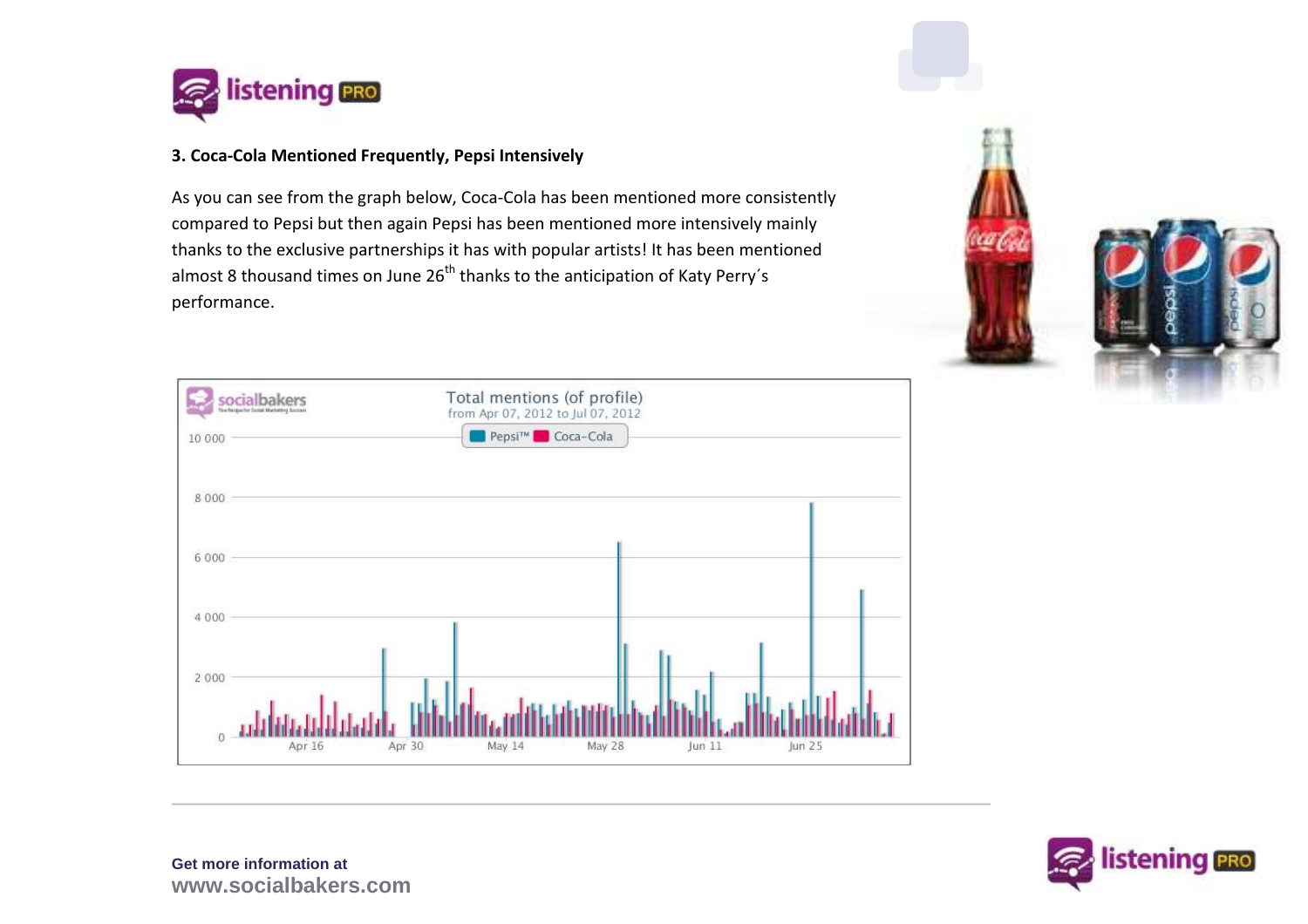### 3. Coca-Cola Mentioned Frequently, Pepsi Intensively

As you can see from the graph below, Coca-Cola has been mentioned more consistently compared to Pepsi but then again Pepsi has been mentioned more intensively mainly thanks to the exclusive partnerships it has with popular artists! It has been mentioned almost 8 thousand times on June 26th thanks to the anticipation of Katy Perry´s performance.

**Get more information at**
**www.socialbakers.com**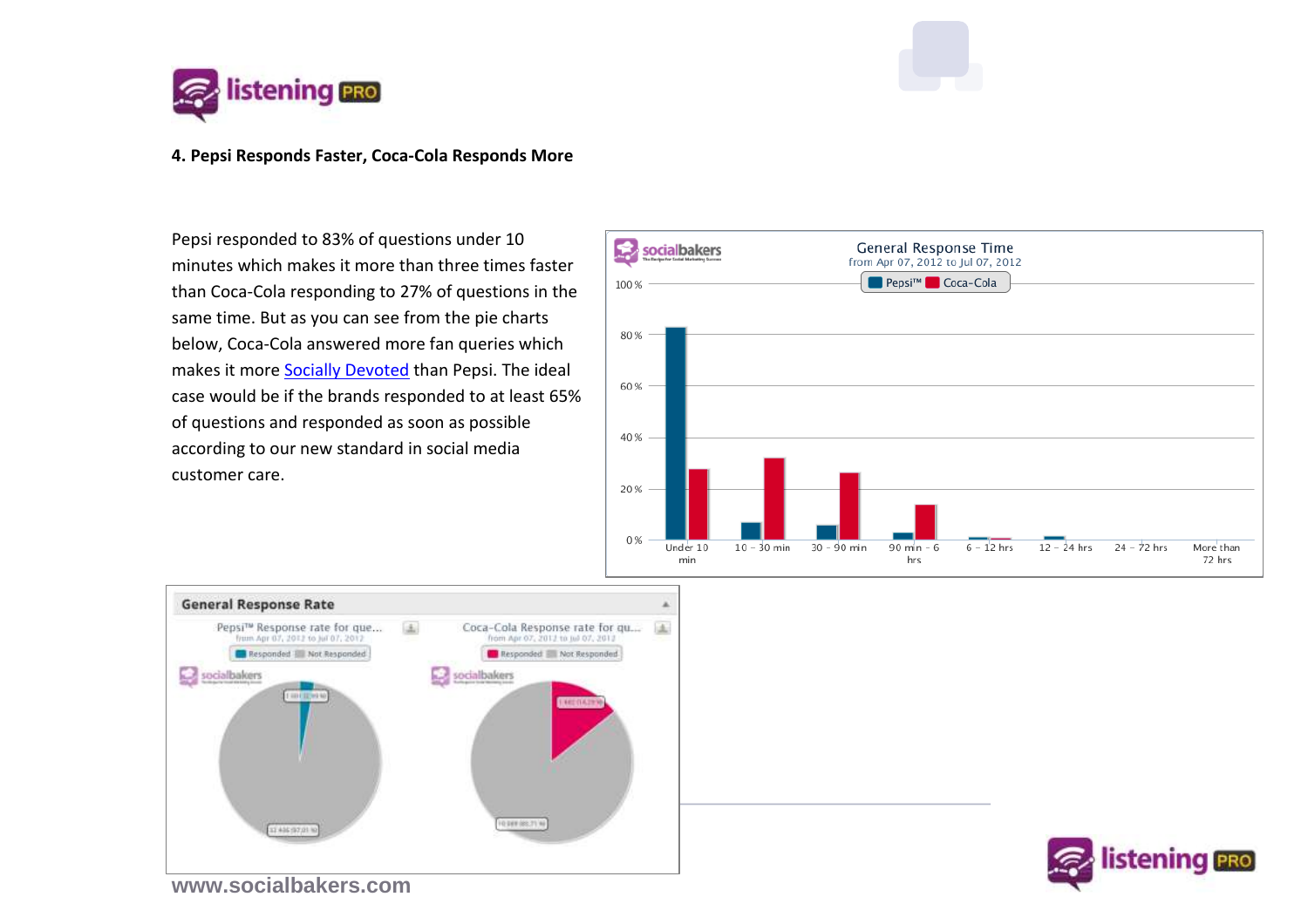### 4. Pepsi Responds Faster, Coca-Cola Responds More

Pepsi responded to 83% of questions under 10 minutes which makes it more than three times faster than Coca-Cola responding to 27% of questions in the same time. But as you can see from the pie charts below, Coca-Cola answered more fan queries which makes it more [Socially Devoted](Socially Devoted) than Pepsi. The ideal case would be if the brands responded to at least 65% of questions and responded as soon as possible according to our new standard in social media customer care.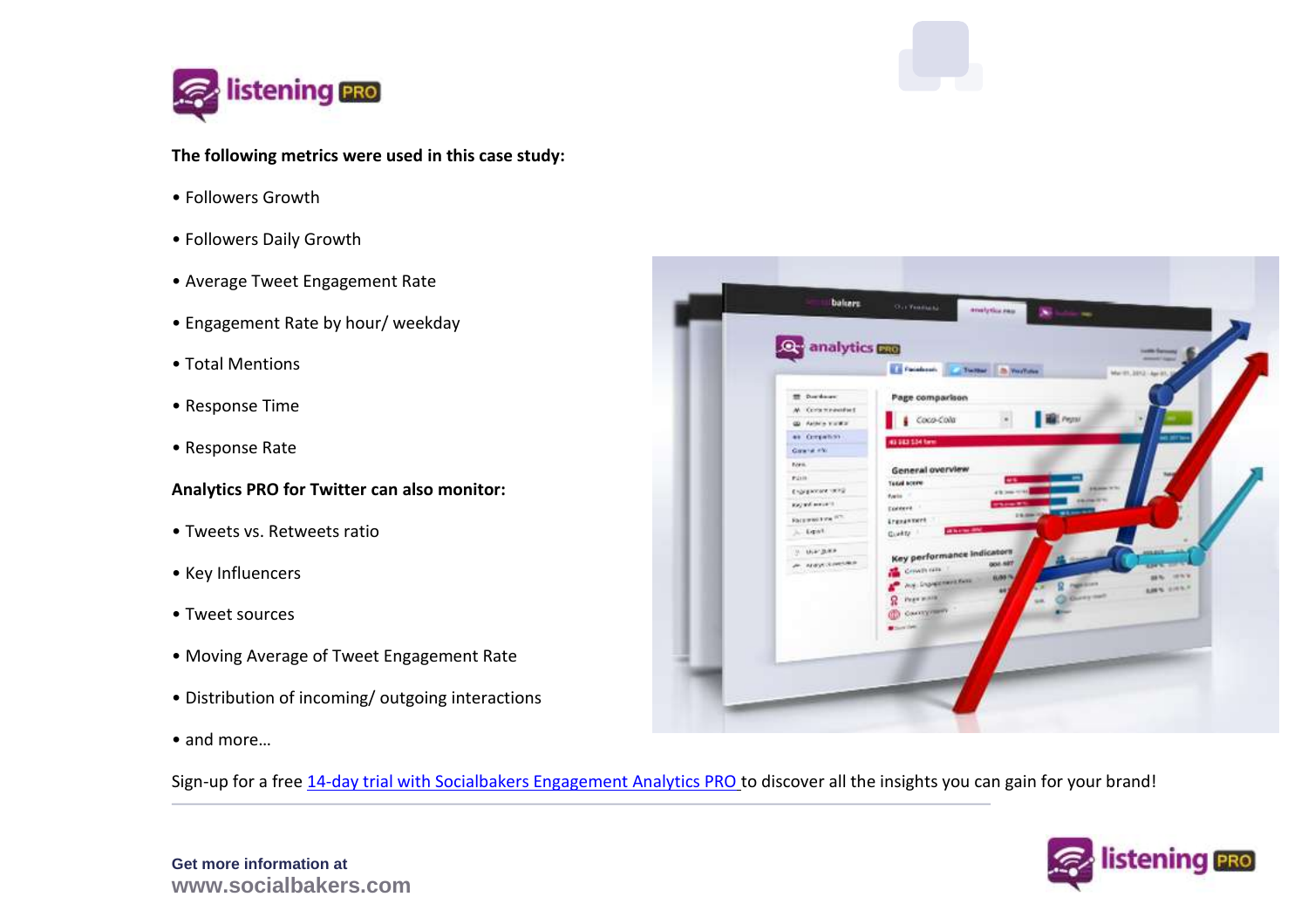**The following metrics were used in this case study:**

- Followers Growth
- Followers Daily Growth
- Average Tweet Engagement Rate
- Engagement Rate by hour/ weekday
- Total Mentions
- Response Time
- Response Rate

**Analytics PRO for Twitter can also monitor:**

- Tweets vs. Retweets ratio
- Key Influencers
- Tweet sources
- Moving Average of Tweet Engagement Rate
- Distribution of incoming/ outgoing interactions
- and more…

Sign-up for a free [14-day trial with Socialbakers Engagement Analytics PRO](#) to discover all the insights you can gain for your brand!

**Get more information at**
**www.socialbakers.com**